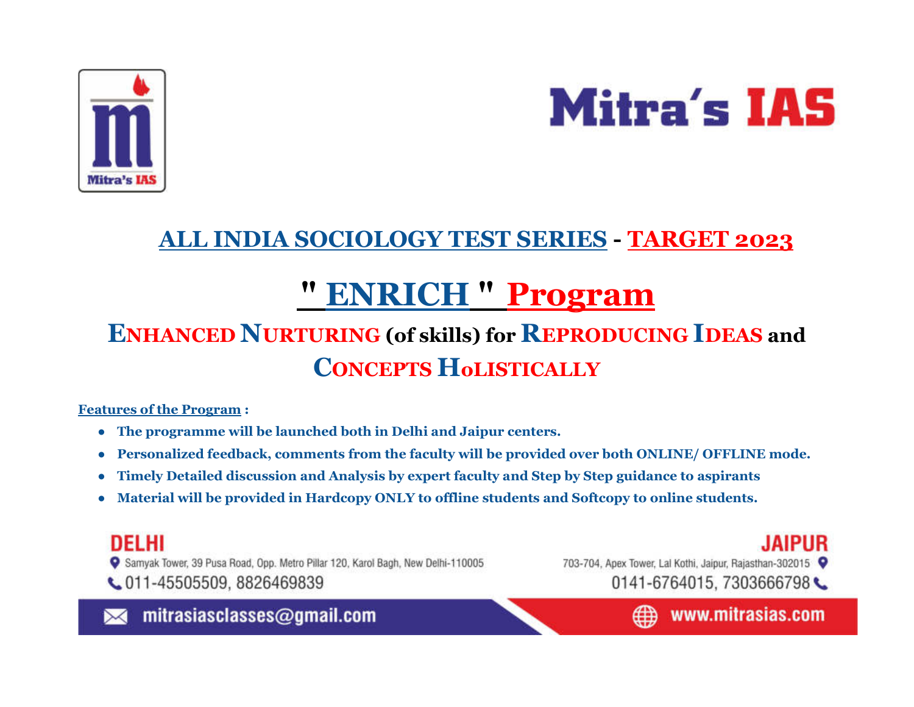# Mitra's IAS

## ALL INDIA SOCIOLOGY TEST SERIES - TARGET 2023

# " ENRICH " Program

### ENHANCED NURTURING (of skills) for REPRODUCING IDEAS and CONCEPTS HOLISTICALLY

**Features of the Program :**

- **The programme will be launched both in Delhi and Jaipur centers.**
- **Personalized feedback, comments from the faculty will be provided over both ONLINE/ OFFLINE mode.**
- **Timely Detailed discussion and Analysis by expert faculty and Step by Step guidance to aspirants**
- **Material will be provided in Hardcopy ONLY to offline students and Softcopy to online students.**

**DELHI**

Samyak Tower, 39 Pusa Road, Opp. Metro Pillar 120, Karol Bagh, New Delhi-110005

011-45505509, 8826469839

**JAIPUR**

703-704, Apex Tower, Lal Kothi, Jaipur, Rajasthan-302015

0141-6764015, 7303666798

mitrasiasclasses@gmail.com

www.mitrasias.com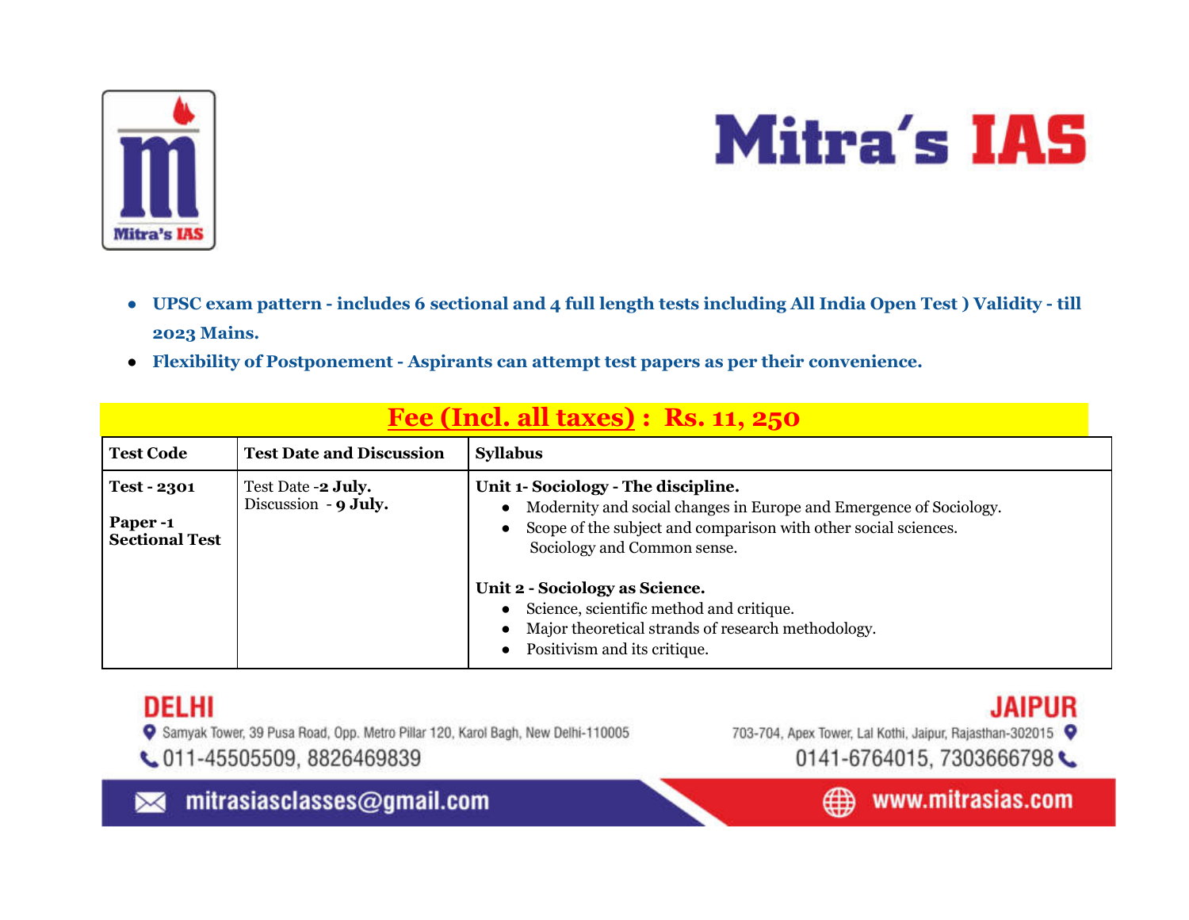- **UPSC exam pattern - includes 6 sectional and 4 full length tests including All India Open Test ) Validity - till 2023 Mains.**
- **Flexibility of Postponement - Aspirants can attempt test papers as per their convenience.**

## Fee (Incl. all taxes) : Rs. 11, 250

| Test Code | Test Date and Discussion | Syllabus |
|---|---|---|
| **Test - 2301**<br><br>**Paper -1 Sectional Test** | Test Date -**2 July.**<br>Discussion - **9 July.** | **Unit 1- Sociology - The discipline.**<br>• Modernity and social changes in Europe and Emergence of Sociology.<br>• Scope of the subject and comparison with other social sciences. Sociology and Common sense.<br><br>**Unit 2 - Sociology as Science.**<br>• Science, scientific method and critique.<br>• Major theoretical strands of research methodology.<br>• Positivism and its critique. |

**DELHI**
Samyak Tower, 39 Pusa Road, Opp. Metro Pillar 120, Karol Bagh, New Delhi-110005
011-45505509, 8826469839

**JAIPUR**
703-704, Apex Tower, Lal Kothi, Jaipur, Rajasthan-302015
0141-6764015, 7303666798

mitrasiasclasses@gmail.com
www.mitrasias.com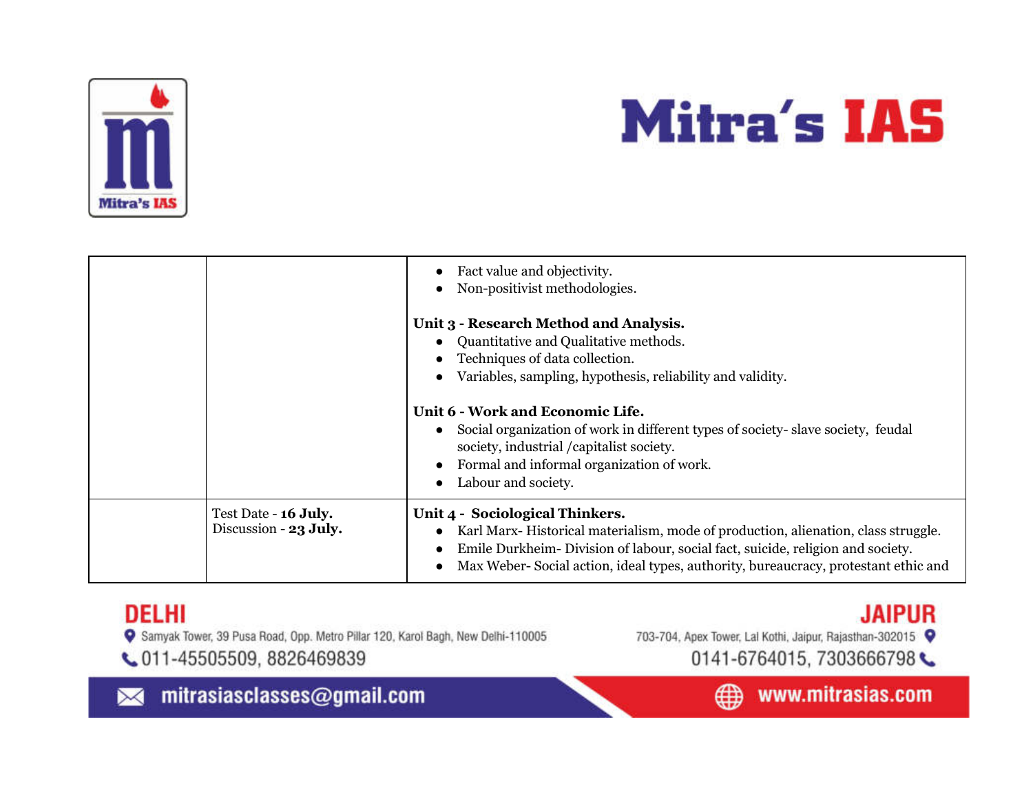| | | |
|---|---|---|
| | | • Fact value and objectivity.<br>• Non-positivist methodologies.<br><br>**Unit 3 - Research Method and Analysis.**<br>• Quantitative and Qualitative methods.<br>• Techniques of data collection.<br>• Variables, sampling, hypothesis, reliability and validity.<br><br>**Unit 6 - Work and Economic Life.**<br>• Social organization of work in different types of society- slave society, feudal society, industrial /capitalist society.<br>• Formal and informal organization of work.<br>• Labour and society. |
| | Test Date - **16 July.**<br>Discussion - **23 July.** | **Unit 4 - Sociological Thinkers.**<br>• Karl Marx- Historical materialism, mode of production, alienation, class struggle.<br>• Emile Durkheim- Division of labour, social fact, suicide, religion and society.<br>• Max Weber- Social action, ideal types, authority, bureaucracy, protestant ethic and |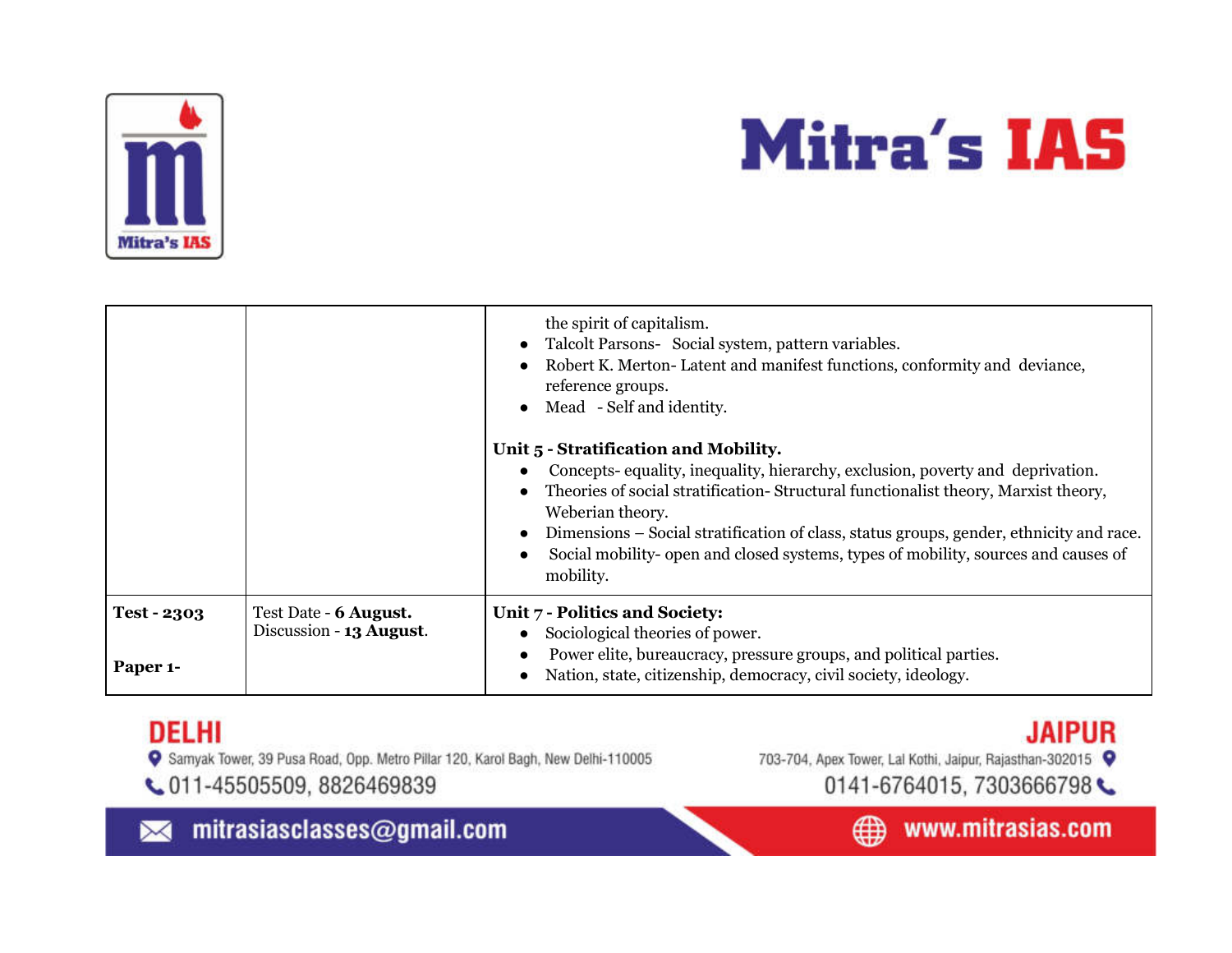| | | |
|---|---|---|
| | | the spirit of capitalism.<br>● Talcolt Parsons- Social system, pattern variables.<br>● Robert K. Merton- Latent and manifest functions, conformity and deviance, reference groups.<br>● Mead - Self and identity.<br><br>**Unit 5 - Stratification and Mobility.**<br>● Concepts- equality, inequality, hierarchy, exclusion, poverty and deprivation.<br>● Theories of social stratification- Structural functionalist theory, Marxist theory, Weberian theory.<br>● Dimensions – Social stratification of class, status groups, gender, ethnicity and race.<br>● Social mobility- open and closed systems, types of mobility, sources and causes of mobility. |
| **Test - 2303**<br><br>**Paper 1-** | Test Date - **6 August.**<br>Discussion - **13 August**. | **Unit 7 - Politics and Society:**<br>● Sociological theories of power.<br>● Power elite, bureaucracy, pressure groups, and political parties.<br>● Nation, state, citizenship, democracy, civil society, ideology. |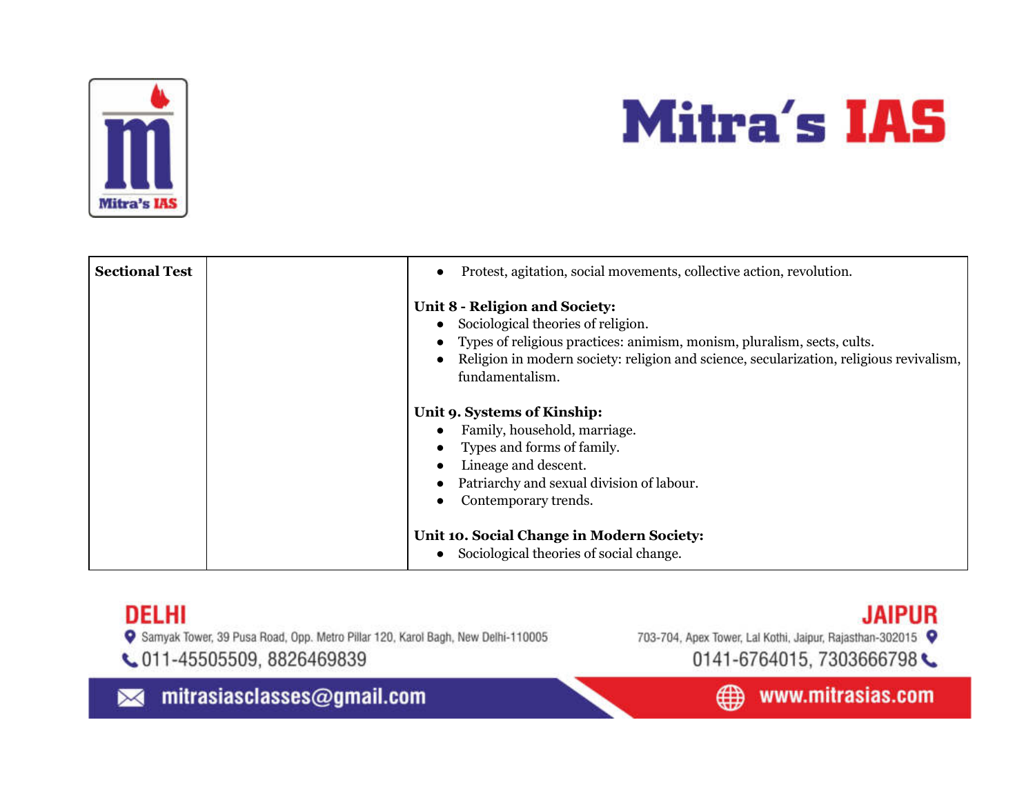| Sectional Test | | • Protest, agitation, social movements, collective action, revolution.<br><br>**Unit 8 - Religion and Society:**<br>• Sociological theories of religion.<br>• Types of religious practices: animism, monism, pluralism, sects, cults.<br>• Religion in modern society: religion and science, secularization, religious revivalism, fundamentalism.<br><br>**Unit 9. Systems of Kinship:**<br>• Family, household, marriage.<br>• Types and forms of family.<br>• Lineage and descent.<br>• Patriarchy and sexual division of labour.<br>• Contemporary trends.<br><br>**Unit 10. Social Change in Modern Society:**<br>• Sociological theories of social change. |
|---|---|---|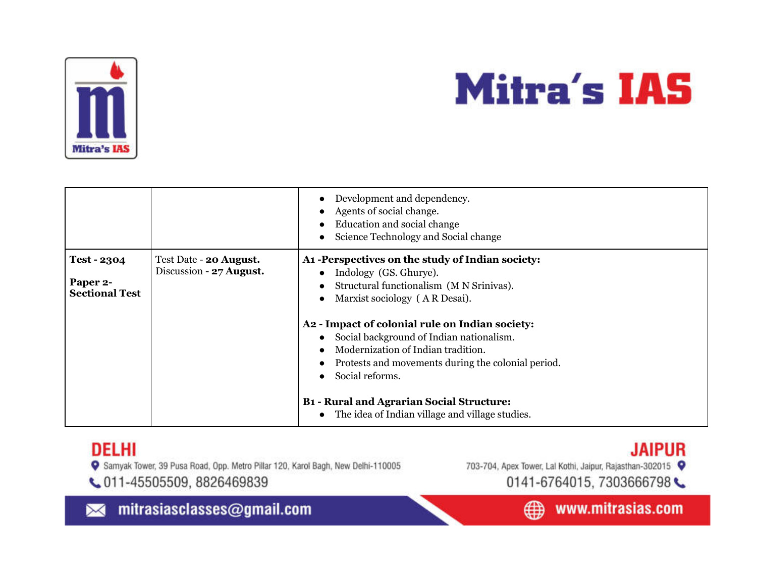| | | |
|---|---|---|
| | | • Development and dependency.<br>• Agents of social change.<br>• Education and social change<br>• Science Technology and Social change |
| **Test - 2304**<br><br>**Paper 2- Sectional Test** | Test Date - **20 August.**<br>Discussion - **27 August.** | **A1 -Perspectives on the study of Indian society:**<br>• Indology (GS. Ghurye).<br>• Structural functionalism (M N Srinivas).<br>• Marxist sociology ( A R Desai).<br><br>**A2 - Impact of colonial rule on Indian society:**<br>• Social background of Indian nationalism.<br>• Modernization of Indian tradition.<br>• Protests and movements during the colonial period.<br>• Social reforms.<br><br>**B1 - Rural and Agrarian Social Structure:**<br>• The idea of Indian village and village studies. |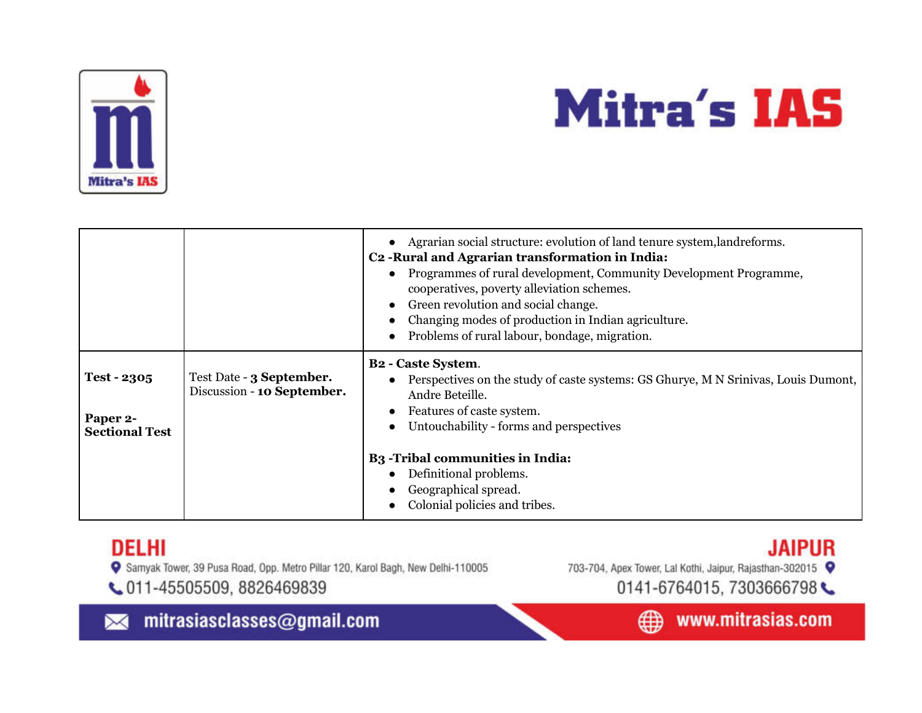| | | |
|---|---|---|
| | | • Agrarian social structure: evolution of land tenure system,landreforms.<br>**C2 -Rural and Agrarian transformation in India:**<br>• Programmes of rural development, Community Development Programme, cooperatives, poverty alleviation schemes.<br>• Green revolution and social change.<br>• Changing modes of production in Indian agriculture.<br>• Problems of rural labour, bondage, migration. |
| **Test - 2305**<br><br>**Paper 2- Sectional Test** | Test Date - **3 September.**<br>Discussion - **10 September.** | **B2 - Caste System**.<br>• Perspectives on the study of caste systems: GS Ghurye, M N Srinivas, Louis Dumont, Andre Beteille.<br>• Features of caste system.<br>• Untouchability - forms and perspectives<br><br>**B3 -Tribal communities in India:**<br>• Definitional problems.<br>• Geographical spread.<br>• Colonial policies and tribes. |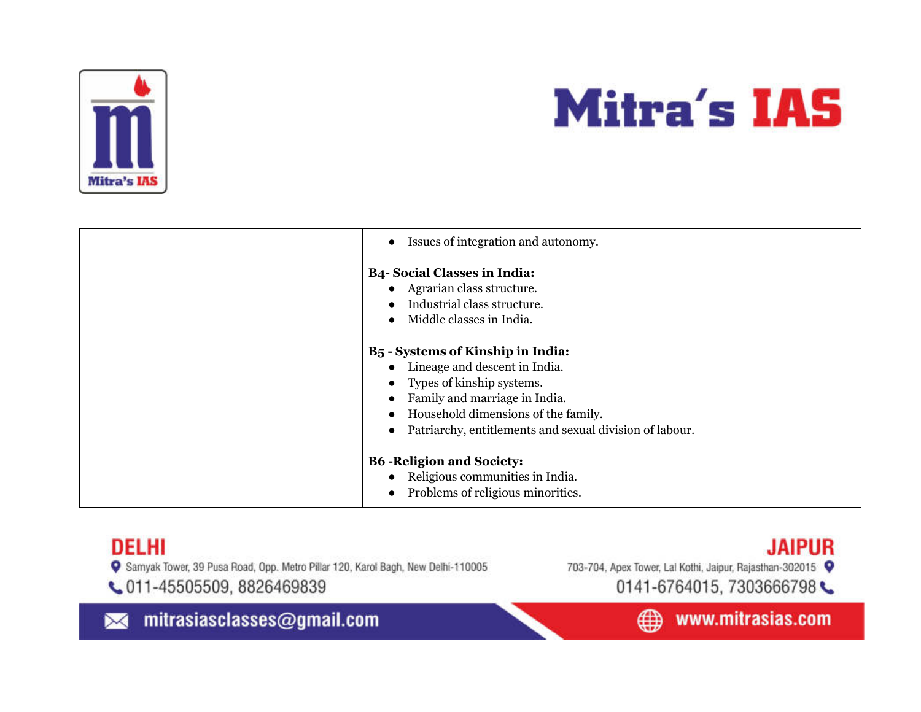| | | |
|---|---|---|
| | | • Issues of integration and autonomy.<br><br>**B4- Social Classes in India:**<br>• Agrarian class structure.<br>• Industrial class structure.<br>• Middle classes in India.<br><br>**B5 - Systems of Kinship in India:**<br>• Lineage and descent in India.<br>• Types of kinship systems.<br>• Family and marriage in India.<br>• Household dimensions of the family.<br>• Patriarchy, entitlements and sexual division of labour.<br><br>**B6 -Religion and Society:**<br>• Religious communities in India.<br>• Problems of religious minorities. |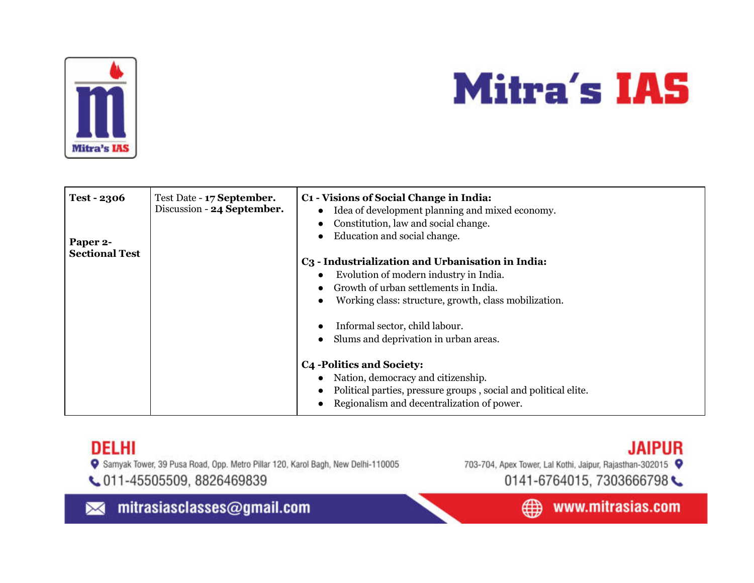# Mitra's IAS

| Test - 2306<br><br>Paper 2- Sectional Test | Test Date - **17 September.**<br>Discussion - **24 September.** | **C1 - Visions of Social Change in India:**<br>• Idea of development planning and mixed economy.<br>• Constitution, law and social change.<br>• Education and social change.<br><br>**C3 - Industrialization and Urbanisation in India:**<br>• Evolution of modern industry in India.<br>• Growth of urban settlements in India.<br>• Working class: structure, growth, class mobilization.<br>• Informal sector, child labour.<br>• Slums and deprivation in urban areas.<br><br>**C4 -Politics and Society:**<br>• Nation, democracy and citizenship.<br>• Political parties, pressure groups , social and political elite.<br>• Regionalism and decentralization of power. |
|---|---|---|

**DELHI**
Samyak Tower, 39 Pusa Road, Opp. Metro Pillar 120, Karol Bagh, New Delhi-110005
011-45505509, 8826469839

**JAIPUR**
703-704, Apex Tower, Lal Kothi, Jaipur, Rajasthan-302015
0141-6764015, 7303666798

mitrasiasclasses@gmail.com

www.mitrasias.com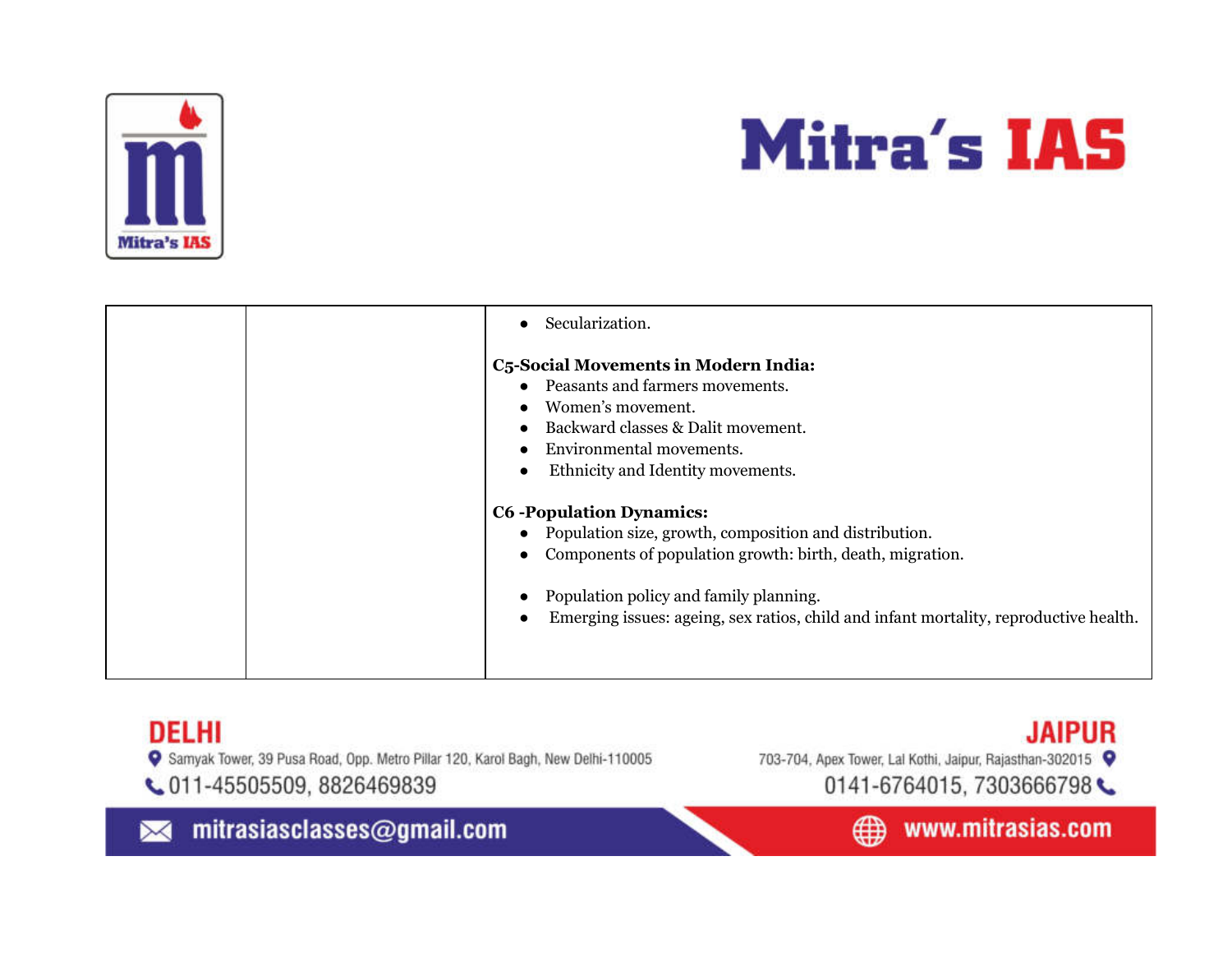|  |  | • Secularization.<br><br>**C5-Social Movements in Modern India:**<br>• Peasants and farmers movements.<br>• Women's movement.<br>• Backward classes & Dalit movement.<br>• Environmental movements.<br>• Ethnicity and Identity movements.<br><br>**C6 -Population Dynamics:**<br>• Population size, growth, composition and distribution.<br>• Components of population growth: birth, death, migration.<br><br>• Population policy and family planning.<br>• Emerging issues: ageing, sex ratios, child and infant mortality, reproductive health. |
|---|---|---|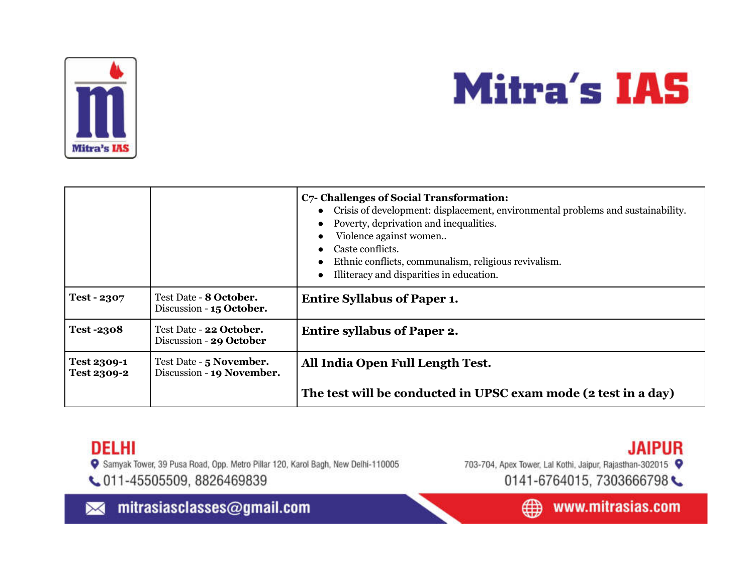| | | |
|---|---|---|
| | | **C7- Challenges of Social Transformation:**<br>• Crisis of development: displacement, environmental problems and sustainability.<br>• Poverty, deprivation and inequalities.<br>• Violence against women..<br>• Caste conflicts.<br>• Ethnic conflicts, communalism, religious revivalism.<br>• Illiteracy and disparities in education. |
| **Test - 2307** | Test Date - **8 October.**<br>Discussion - **15 October.** | **Entire Syllabus of Paper 1.** |
| **Test -2308** | Test Date - **22 October.**<br>Discussion - **29 October** | **Entire syllabus of Paper 2.** |
| **Test 2309-1**<br>**Test 2309-2** | Test Date - **5 November.**<br>Discussion - **19 November.** | **All India Open Full Length Test.**<br><br>**The test will be conducted in UPSC exam mode (2 test in a day)** |